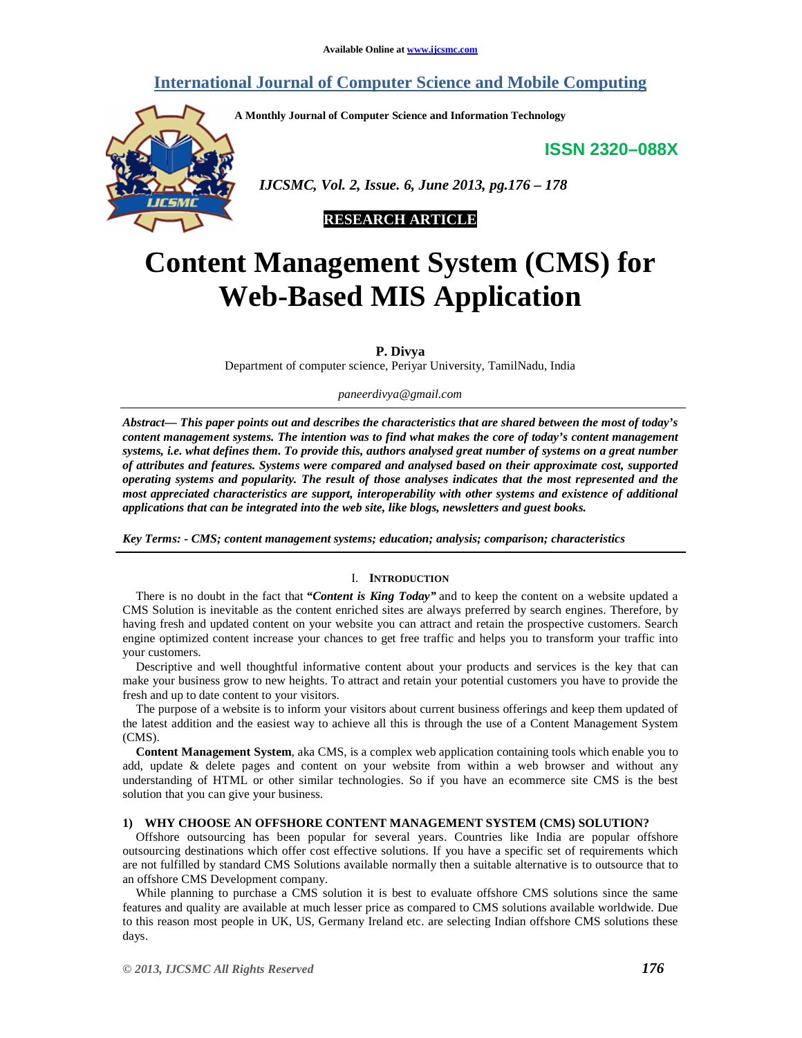# Content Management System (CMS) for Web-Based MIS Application

**P. Divya**

Department of computer science, Periyar University, TamilNadu, India

*paneerdivya@gmail.com*

***Abstract— This paper points out and describes the characteristics that are shared between the most of today's content management systems. The intention was to find what makes the core of today's content management systems, i.e. what defines them. To provide this, authors analysed great number of systems on a great number of attributes and features. Systems were compared and analysed based on their approximate cost, supported operating systems and popularity. The result of those analyses indicates that the most represented and the most appreciated characteristics are support, interoperability with other systems and existence of additional applications that can be integrated into the web site, like blogs, newsletters and guest books.***

***Key Terms: - CMS; content management systems; education; analysis; comparison; characteristics***

## I. Introduction

There is no doubt in the fact that ***"Content is King Today"*** and to keep the content on a website updated a CMS Solution is inevitable as the content enriched sites are always preferred by search engines. Therefore, by having fresh and updated content on your website you can attract and retain the prospective customers. Search engine optimized content increase your chances to get free traffic and helps you to transform your traffic into your customers.

Descriptive and well thoughtful informative content about your products and services is the key that can make your business grow to new heights. To attract and retain your potential customers you have to provide the fresh and up to date content to your visitors.

The purpose of a website is to inform your visitors about current business offerings and keep them updated of the latest addition and the easiest way to achieve all this is through the use of a Content Management System (CMS).

**Content Management System**, aka CMS, is a complex web application containing tools which enable you to add, update & delete pages and content on your website from within a web browser and without any understanding of HTML or other similar technologies. So if you have an ecommerce site CMS is the best solution that you can give your business.

### 1) WHY CHOOSE AN OFFSHORE CONTENT MANAGEMENT SYSTEM (CMS) SOLUTION?

Offshore outsourcing has been popular for several years. Countries like India are popular offshore outsourcing destinations which offer cost effective solutions. If you have a specific set of requirements which are not fulfilled by standard CMS Solutions available normally then a suitable alternative is to outsource that to an offshore CMS Development company.

While planning to purchase a CMS solution it is best to evaluate offshore CMS solutions since the same features and quality are available at much lesser price as compared to CMS solutions available worldwide. Due to this reason most people in UK, US, Germany Ireland etc. are selecting Indian offshore CMS solutions these days.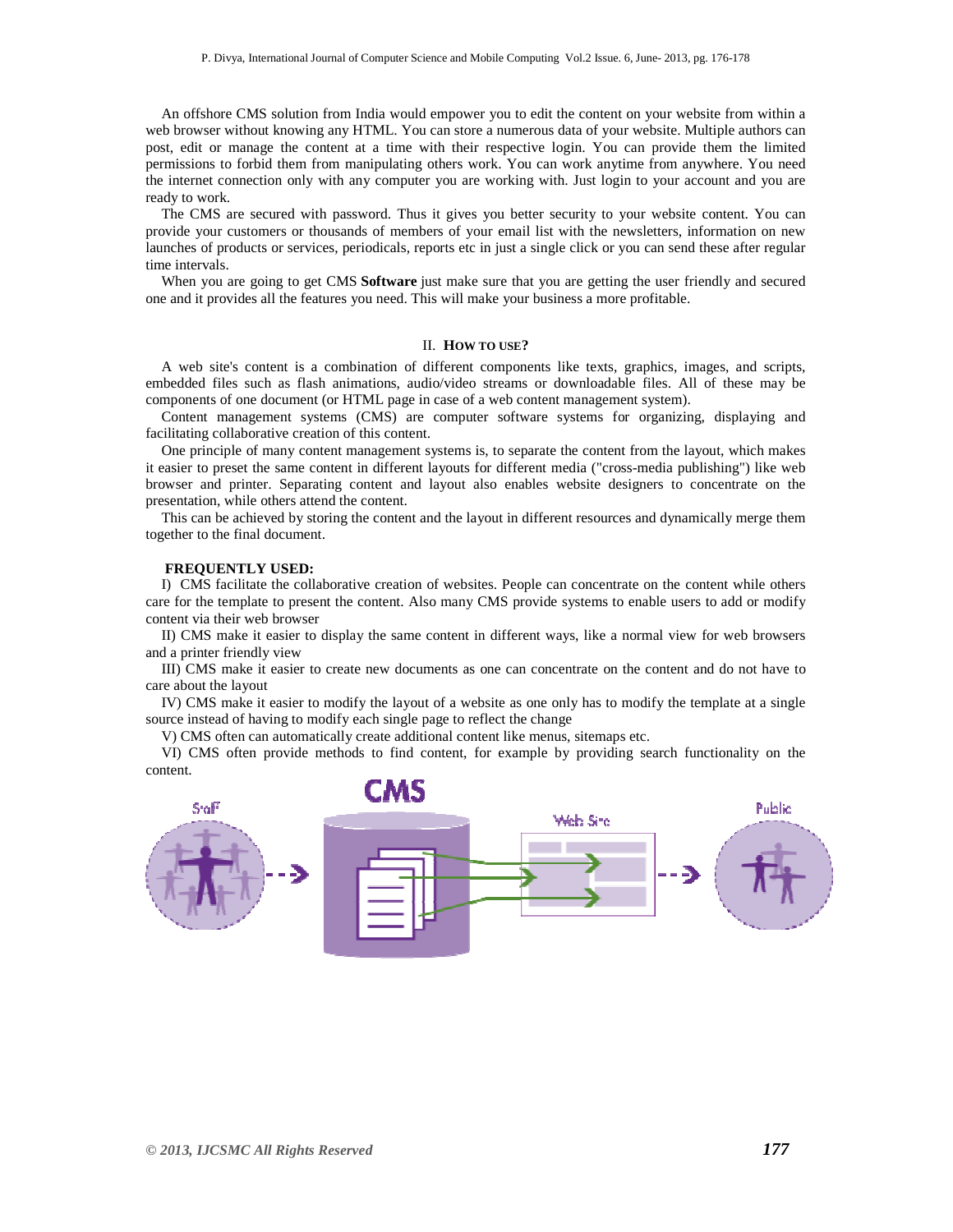An offshore CMS solution from India would empower you to edit the content on your website from within a web browser without knowing any HTML. You can store a numerous data of your website. Multiple authors can post, edit or manage the content at a time with their respective login. You can provide them the limited permissions to forbid them from manipulating others work. You can work anytime from anywhere. You need the internet connection only with any computer you are working with. Just login to your account and you are ready to work.

The CMS are secured with password. Thus it gives you better security to your website content. You can provide your customers or thousands of members of your email list with the newsletters, information on new launches of products or services, periodicals, reports etc in just a single click or you can send these after regular time intervals.

When you are going to get CMS **Software** just make sure that you are getting the user friendly and secured one and it provides all the features you need. This will make your business a more profitable.

## II. HOW TO USE?

A web site's content is a combination of different components like texts, graphics, images, and scripts, embedded files such as flash animations, audio/video streams or downloadable files. All of these may be components of one document (or HTML page in case of a web content management system).

Content management systems (CMS) are computer software systems for organizing, displaying and facilitating collaborative creation of this content.

One principle of many content management systems is, to separate the content from the layout, which makes it easier to preset the same content in different layouts for different media ("cross-media publishing") like web browser and printer. Separating content and layout also enables website designers to concentrate on the presentation, while others attend the content.

This can be achieved by storing the content and the layout in different resources and dynamically merge them together to the final document.

**FREQUENTLY USED:**

I) CMS facilitate the collaborative creation of websites. People can concentrate on the content while others care for the template to present the content. Also many CMS provide systems to enable users to add or modify content via their web browser

II) CMS make it easier to display the same content in different ways, like a normal view for web browsers and a printer friendly view

III) CMS make it easier to create new documents as one can concentrate on the content and do not have to care about the layout

IV) CMS make it easier to modify the layout of a website as one only has to modify the template at a single source instead of having to modify each single page to reflect the change

V) CMS often can automatically create additional content like menus, sitemaps etc.

VI) CMS often provide methods to find content, for example by providing search functionality on the content.

Staff → CMS → Web Site → Public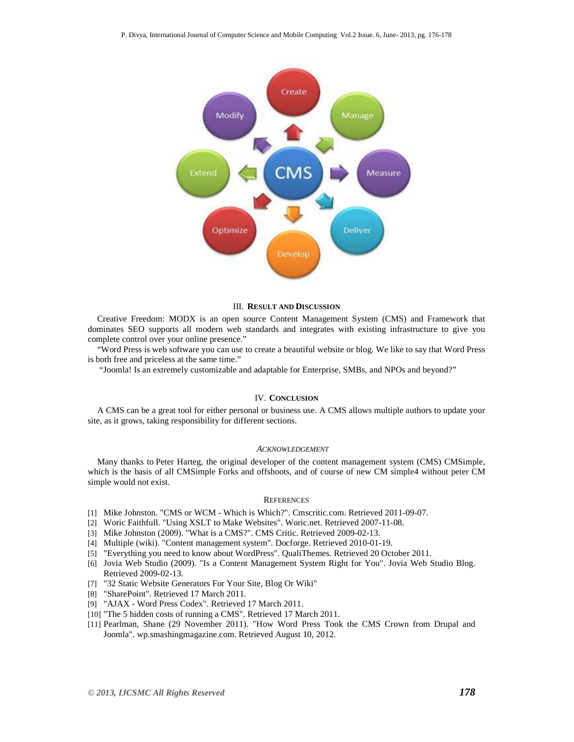Create

Modify

Manage

Extend

CMS

Measure

Optimize

Deliver

Develop

## III. Result and Discussion

Creative Freedom: MODX is an open source Content Management System (CMS) and Framework that dominates SEO supports all modern web standards and integrates with existing infrastructure to give you complete control over your online presence."

"Word Press is web software you can use to create a beautiful website or blog. We like to say that Word Press is both free and priceless at the same time."

"Joomla! Is an extremely customizable and adaptable for Enterprise, SMBs, and NPOs and beyond?"

## IV. Conclusion

A CMS can be a great tool for either personal or business use. A CMS allows multiple authors to update your site, as it grows, taking responsibility for different sections.

## *Acknowledgement*

Many thanks to Peter Harteg, the original developer of the content management system (CMS) CMSimple, which is the basis of all CMSimple Forks and offshoots, and of course of new CM simple4 without peter CM simple would not exist.

## References

[1] Mike Johnston. "CMS or WCM - Which is Which?". Cmscritic.com. Retrieved 2011-09-07.
[2] Woric Faithfull. "Using XSLT to Make Websites". Woric.net. Retrieved 2007-11-08.
[3] Mike Johnston (2009). "What is a CMS?". CMS Critic. Retrieved 2009-02-13.
[4] Multiple (wiki). "Content management system". Docforge. Retrieved 2010-01-19.
[5] "Everything you need to know about WordPress". QualiThemes. Retrieved 20 October 2011.
[6] Jovia Web Studio (2009). "Is a Content Management System Right for You". Jovia Web Studio Blog. Retrieved 2009-02-13.
[7] "32 Static Website Generators For Your Site, Blog Or Wiki"
[8] "SharePoint". Retrieved 17 March 2011.
[9] "AJAX - Word Press Codex". Retrieved 17 March 2011.
[10] "The 5 hidden costs of running a CMS". Retrieved 17 March 2011.
[11] Pearlman, Shane (29 November 2011). "How Word Press Took the CMS Crown from Drupal and Joomla". wp.smashingmagazine.com. Retrieved August 10, 2012.